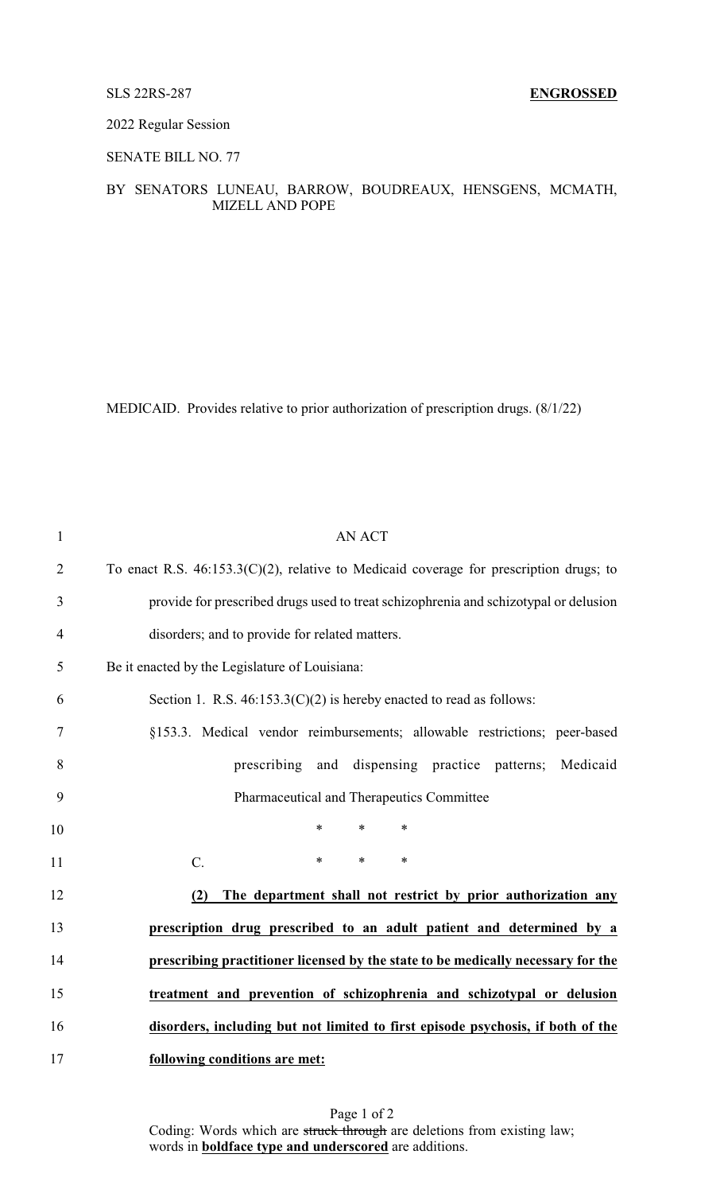SLS 22RS-287 **ENGROSSED**

2022 Regular Session

SENATE BILL NO. 77

BY SENATORS LUNEAU, BARROW, BOUDREAUX, HENSGENS, MCMATH, MIZELL AND POPE

MEDICAID. Provides relative to prior authorization of prescription drugs. (8/1/22)

1 AN ACT

2 To enact R.S. 46:153.3(C)(2), relative to Medicaid coverage for prescription drugs; to

3 provide for prescribed drugs used to treat schizophrenia and schizotypal or delusion

4 disorders; and to provide for related matters.

5 Be it enacted by the Legislature of Louisiana:

6 Section 1. R.S. 46:153.3(C)(2) is hereby enacted to read as follows:

7 §153.3. Medical vendor reimbursements; allowable restrictions; peer-based

8 prescribing and dispensing practice patterns; Medicaid

9 Pharmaceutical and Therapeutics Committee

10 * * *

11 C. * * *

12 **(2) The department shall not restrict by prior authorization any**

13 **prescription drug prescribed to an adult patient and determined by a**

14 **prescribing practitioner licensed by the state to be medically necessary for the**

15 **treatment and prevention of schizophrenia and schizotypal or delusion**

16 **disorders, including but not limited to first episode psychosis, if both of the**

17 **following conditions are met:**

Coding: Words which are ~~struck through~~ are deletions from existing law; words in **boldface type and underscored** are additions.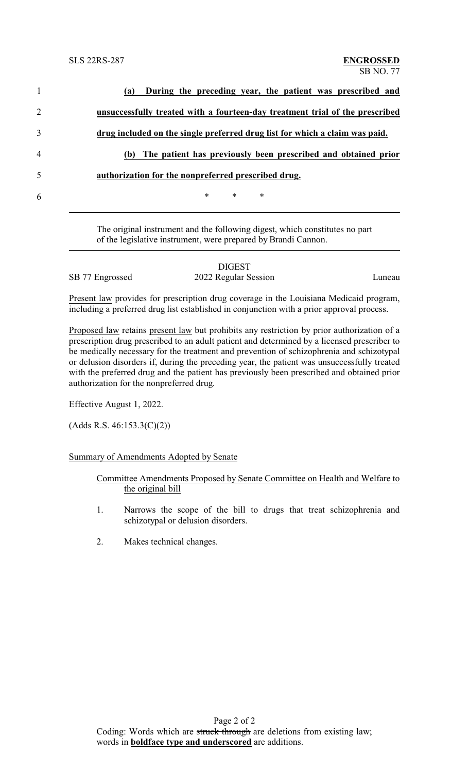**(a) During the preceding year, the patient was prescribed and unsuccessfully treated with a fourteen-day treatment trial of the prescribed drug included on the single preferred drug list for which a claim was paid.**

**(b) The patient has previously been prescribed and obtained prior authorization for the nonpreferred prescribed drug.**

\* \* \*

The original instrument and the following digest, which constitutes no part of the legislative instrument, were prepared by Brandi Cannon.

DIGEST

SB 77 Engrossed — 2022 Regular Session — Luneau

Present law provides for prescription drug coverage in the Louisiana Medicaid program, including a preferred drug list established in conjunction with a prior approval process.

Proposed law retains present law but prohibits any restriction by prior authorization of a prescription drug prescribed to an adult patient and determined by a licensed prescriber to be medically necessary for the treatment and prevention of schizophrenia and schizotypal or delusion disorders if, during the preceding year, the patient was unsuccessfully treated with the preferred drug and the patient has previously been prescribed and obtained prior authorization for the nonpreferred drug.

Effective August 1, 2022.

(Adds R.S. 46:153.3(C)(2))

Summary of Amendments Adopted by Senate

Committee Amendments Proposed by Senate Committee on Health and Welfare to the original bill

1. Narrows the scope of the bill to drugs that treat schizophrenia and schizotypal or delusion disorders.
2. Makes technical changes.

Coding: Words which are ~~struck through~~ are deletions from existing law; words in **boldface type and underscored** are additions.